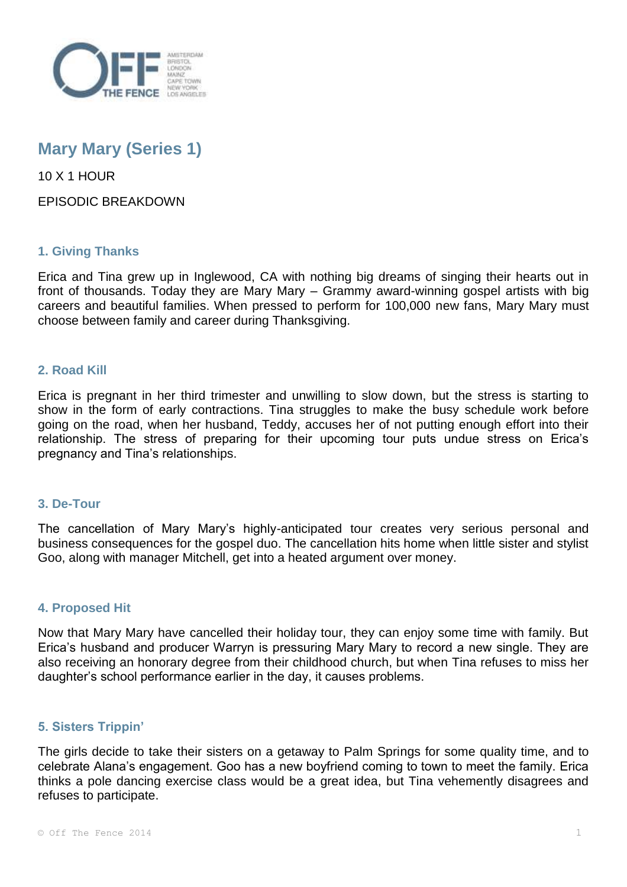# Mary Mary (Series 1)

10 X 1 HOUR

EPISODIC BREAKDOWN

## 1. Giving Thanks

Erica and Tina grew up in Inglewood, CA with nothing big dreams of singing their hearts out in front of thousands. Today they are Mary Mary – Grammy award-winning gospel artists with big careers and beautiful families. When pressed to perform for 100,000 new fans, Mary Mary must choose between family and career during Thanksgiving.

## 2. Road Kill

Erica is pregnant in her third trimester and unwilling to slow down, but the stress is starting to show in the form of early contractions. Tina struggles to make the busy schedule work before going on the road, when her husband, Teddy, accuses her of not putting enough effort into their relationship. The stress of preparing for their upcoming tour puts undue stress on Erica's pregnancy and Tina's relationships.

## 3. De-Tour

The cancellation of Mary Mary's highly-anticipated tour creates very serious personal and business consequences for the gospel duo. The cancellation hits home when little sister and stylist Goo, along with manager Mitchell, get into a heated argument over money.

## 4. Proposed Hit

Now that Mary Mary have cancelled their holiday tour, they can enjoy some time with family. But Erica's husband and producer Warryn is pressuring Mary Mary to record a new single. They are also receiving an honorary degree from their childhood church, but when Tina refuses to miss her daughter's school performance earlier in the day, it causes problems.

## 5. Sisters Trippin'

The girls decide to take their sisters on a getaway to Palm Springs for some quality time, and to celebrate Alana's engagement. Goo has a new boyfriend coming to town to meet the family. Erica thinks a pole dancing exercise class would be a great idea, but Tina vehemently disagrees and refuses to participate.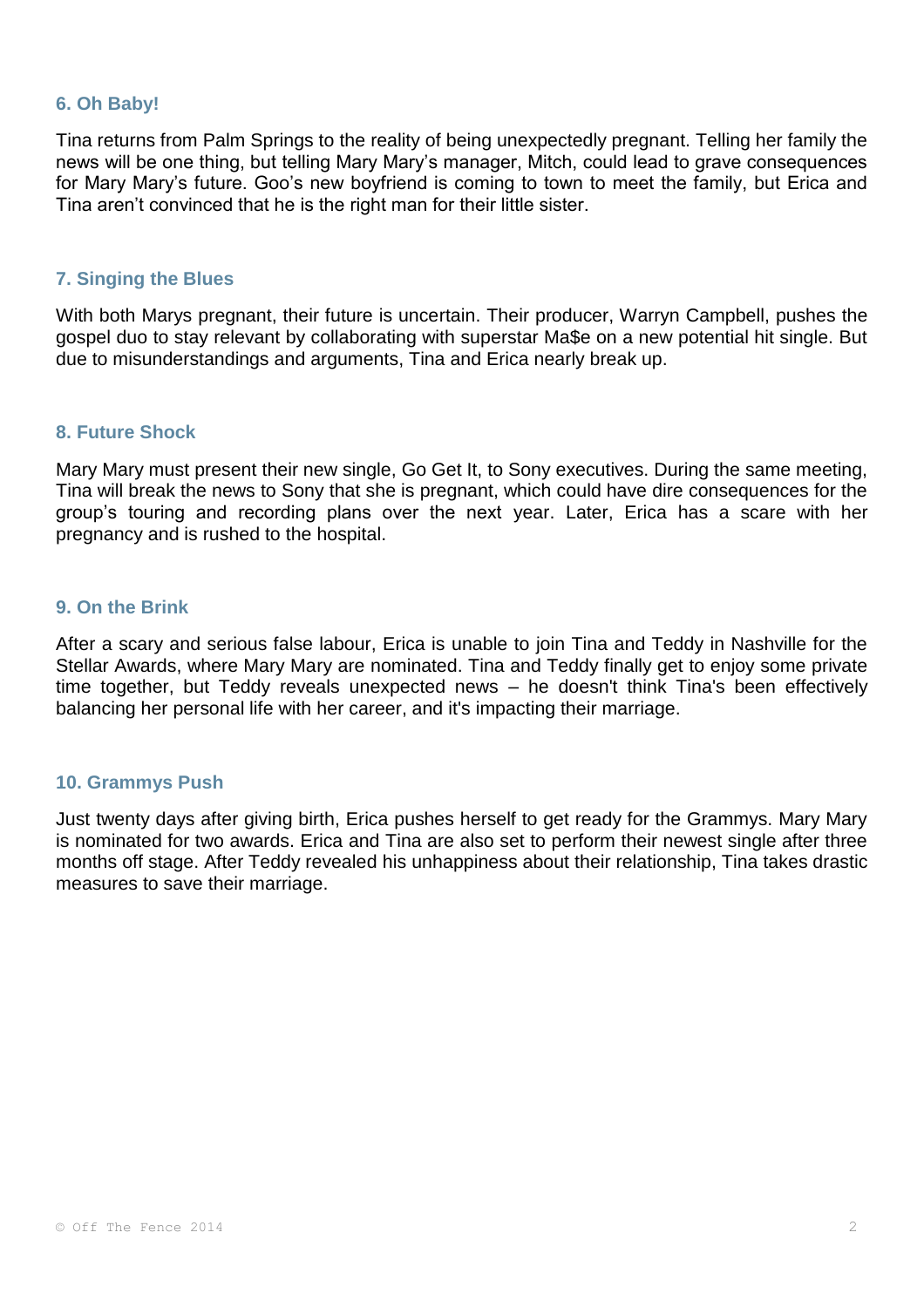### 6. Oh Baby!

Tina returns from Palm Springs to the reality of being unexpectedly pregnant. Telling her family the news will be one thing, but telling Mary Mary's manager, Mitch, could lead to grave consequences for Mary Mary's future. Goo's new boyfriend is coming to town to meet the family, but Erica and Tina aren't convinced that he is the right man for their little sister.

### 7. Singing the Blues

With both Marys pregnant, their future is uncertain. Their producer, Warryn Campbell, pushes the gospel duo to stay relevant by collaborating with superstar Ma$e on a new potential hit single. But due to misunderstandings and arguments, Tina and Erica nearly break up.

### 8. Future Shock

Mary Mary must present their new single, Go Get It, to Sony executives. During the same meeting, Tina will break the news to Sony that she is pregnant, which could have dire consequences for the group's touring and recording plans over the next year. Later, Erica has a scare with her pregnancy and is rushed to the hospital.

### 9. On the Brink

After a scary and serious false labour, Erica is unable to join Tina and Teddy in Nashville for the Stellar Awards, where Mary Mary are nominated. Tina and Teddy finally get to enjoy some private time together, but Teddy reveals unexpected news – he doesn't think Tina's been effectively balancing her personal life with her career, and it's impacting their marriage.

### 10. Grammys Push

Just twenty days after giving birth, Erica pushes herself to get ready for the Grammys. Mary Mary is nominated for two awards. Erica and Tina are also set to perform their newest single after three months off stage. After Teddy revealed his unhappiness about their relationship, Tina takes drastic measures to save their marriage.